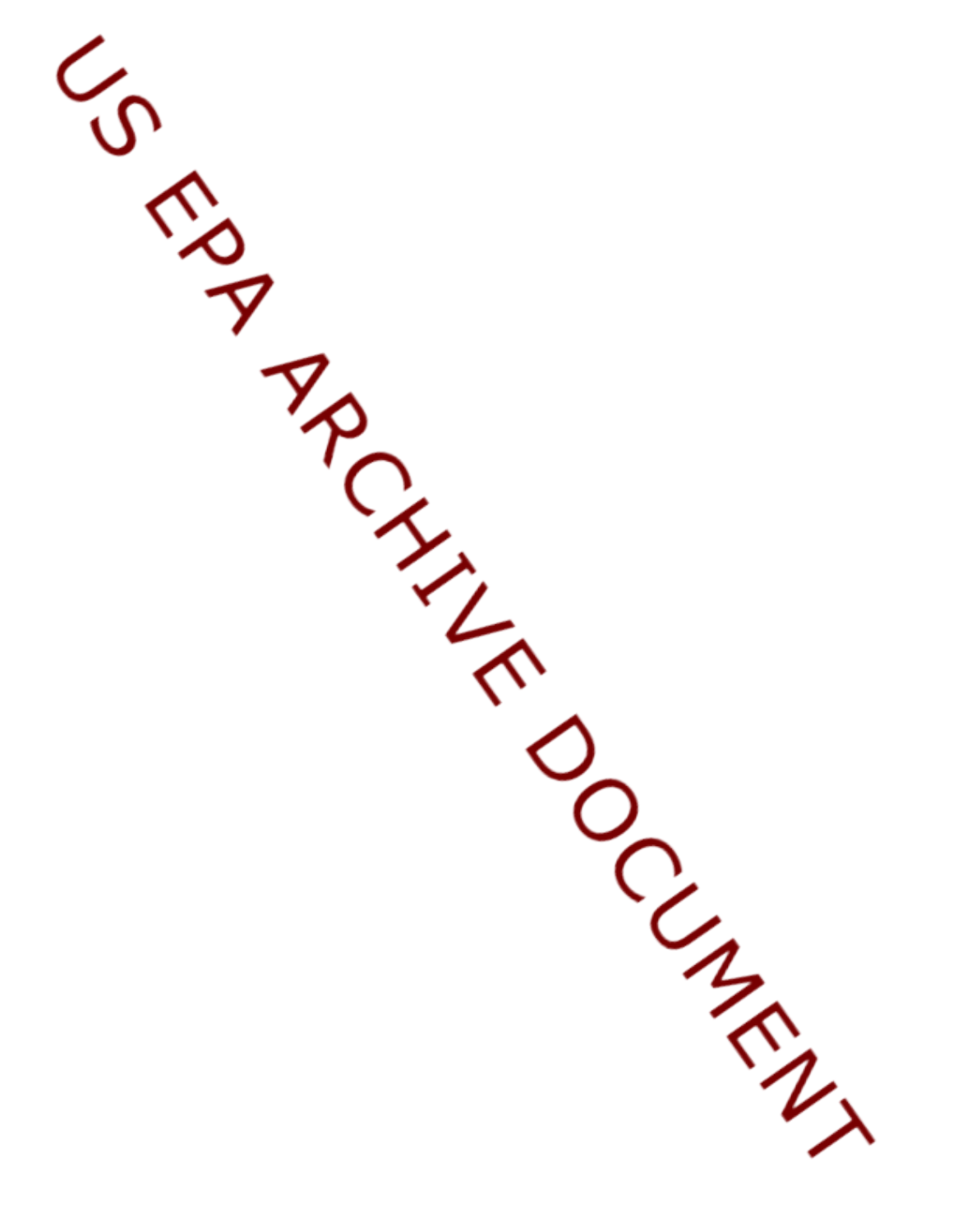US EPA ARCHIVE DOCUMENT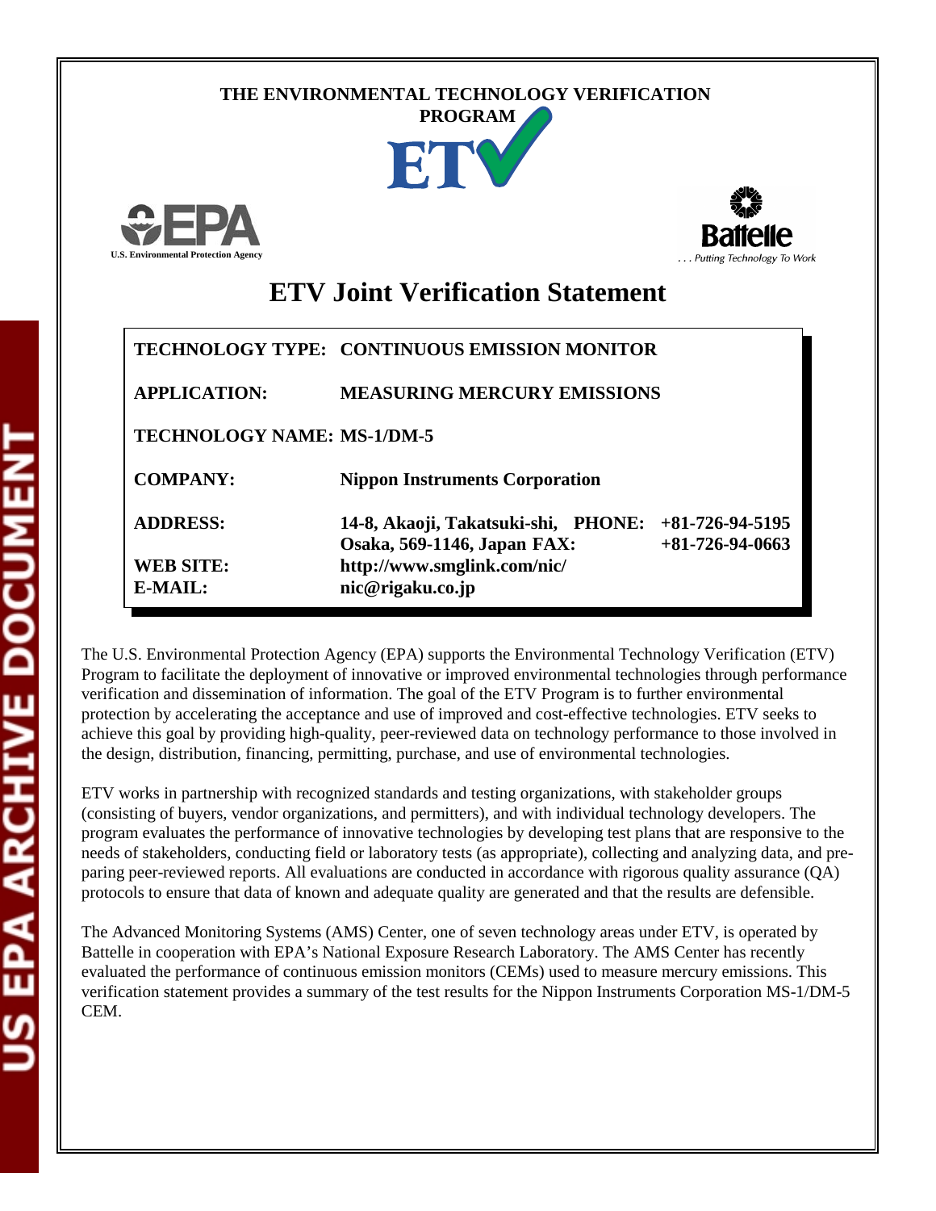THE ENVIRONMENTAL TECHNOLOGY VERIFICATION PROGRAM

U.S. Environmental Protection Agency

Battelle
. . . Putting Technology To Work

# ETV Joint Verification Statement

| | |
|---|---|
| **TECHNOLOGY TYPE:** | **CONTINUOUS EMISSION MONITOR** |
| **APPLICATION:** | **MEASURING MERCURY EMISSIONS** |
| **TECHNOLOGY NAME:** | **MS-1/DM-5** |
| **COMPANY:** | **Nippon Instruments Corporation** |
| **ADDRESS:** | **14-8, Akaoji, Takatsuki-shi, Osaka, 569-1146, Japan** |
| **PHONE:** | **+81-726-94-5195** |
| **FAX:** | **+81-726-94-0663** |
| **WEB SITE:** | **http://www.smglink.com/nic/** |
| **E-MAIL:** | **nic@rigaku.co.jp** |

The U.S. Environmental Protection Agency (EPA) supports the Environmental Technology Verification (ETV) Program to facilitate the deployment of innovative or improved environmental technologies through performance verification and dissemination of information. The goal of the ETV Program is to further environmental protection by accelerating the acceptance and use of improved and cost-effective technologies. ETV seeks to achieve this goal by providing high-quality, peer-reviewed data on technology performance to those involved in the design, distribution, financing, permitting, purchase, and use of environmental technologies.

ETV works in partnership with recognized standards and testing organizations, with stakeholder groups (consisting of buyers, vendor organizations, and permitters), and with individual technology developers. The program evaluates the performance of innovative technologies by developing test plans that are responsive to the needs of stakeholders, conducting field or laboratory tests (as appropriate), collecting and analyzing data, and preparing peer-reviewed reports. All evaluations are conducted in accordance with rigorous quality assurance (QA) protocols to ensure that data of known and adequate quality are generated and that the results are defensible.

The Advanced Monitoring Systems (AMS) Center, one of seven technology areas under ETV, is operated by Battelle in cooperation with EPA's National Exposure Research Laboratory. The AMS Center has recently evaluated the performance of continuous emission monitors (CEMs) used to measure mercury emissions. This verification statement provides a summary of the test results for the Nippon Instruments Corporation MS-1/DM-5 CEM.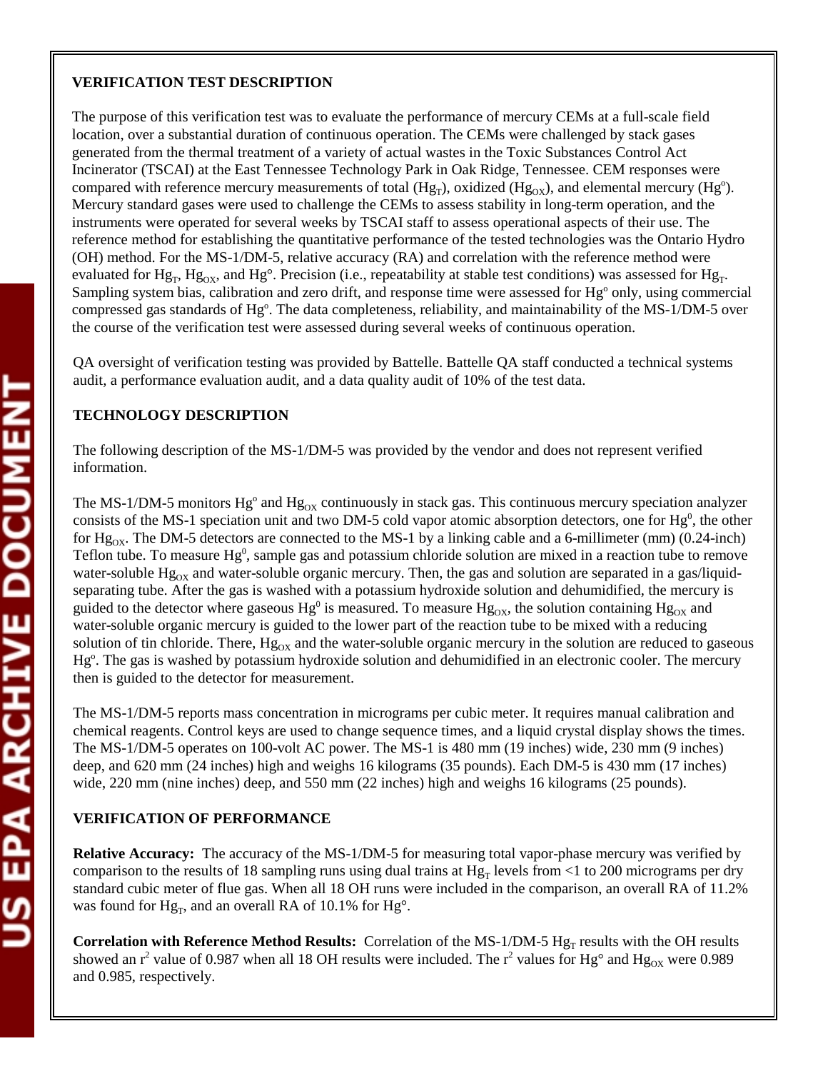**VERIFICATION TEST DESCRIPTION**

The purpose of this verification test was to evaluate the performance of mercury CEMs at a full-scale field location, over a substantial duration of continuous operation. The CEMs were challenged by stack gases generated from the thermal treatment of a variety of actual wastes in the Toxic Substances Control Act Incinerator (TSCAI) at the East Tennessee Technology Park in Oak Ridge, Tennessee. CEM responses were compared with reference mercury measurements of total ($Hg_T$), oxidized ($Hg_{OX}$), and elemental mercury ($Hg^o$). Mercury standard gases were used to challenge the CEMs to assess stability in long-term operation, and the instruments were operated for several weeks by TSCAI staff to assess operational aspects of their use. The reference method for establishing the quantitative performance of the tested technologies was the Ontario Hydro (OH) method. For the MS-1/DM-5, relative accuracy (RA) and correlation with the reference method were evaluated for $Hg_T$, $Hg_{OX}$, and $Hg°$. Precision (i.e., repeatability at stable test conditions) was assessed for $Hg_T$. Sampling system bias, calibration and zero drift, and response time were assessed for $Hg^o$ only, using commercial compressed gas standards of $Hg^o$. The data completeness, reliability, and maintainability of the MS-1/DM-5 over the course of the verification test were assessed during several weeks of continuous operation.

QA oversight of verification testing was provided by Battelle. Battelle QA staff conducted a technical systems audit, a performance evaluation audit, and a data quality audit of 10% of the test data.

**TECHNOLOGY DESCRIPTION**

The following description of the MS-1/DM-5 was provided by the vendor and does not represent verified information.

The MS-1/DM-5 monitors $Hg^o$ and $Hg_{OX}$ continuously in stack gas. This continuous mercury speciation analyzer consists of the MS-1 speciation unit and two DM-5 cold vapor atomic absorption detectors, one for $Hg^0$, the other for $Hg_{OX}$. The DM-5 detectors are connected to the MS-1 by a linking cable and a 6-millimeter (mm) (0.24-inch) Teflon tube. To measure $Hg^0$, sample gas and potassium chloride solution are mixed in a reaction tube to remove water-soluble $Hg_{OX}$ and water-soluble organic mercury. Then, the gas and solution are separated in a gas/liquid-separating tube. After the gas is washed with a potassium hydroxide solution and dehumidified, the mercury is guided to the detector where gaseous $Hg^0$ is measured. To measure $Hg_{OX}$, the solution containing $Hg_{OX}$ and water-soluble organic mercury is guided to the lower part of the reaction tube to be mixed with a reducing solution of tin chloride. There, $Hg_{OX}$ and the water-soluble organic mercury in the solution are reduced to gaseous $Hg^o$. The gas is washed by potassium hydroxide solution and dehumidified in an electronic cooler. The mercury then is guided to the detector for measurement.

The MS-1/DM-5 reports mass concentration in micrograms per cubic meter. It requires manual calibration and chemical reagents. Control keys are used to change sequence times, and a liquid crystal display shows the times. The MS-1/DM-5 operates on 100-volt AC power. The MS-1 is 480 mm (19 inches) wide, 230 mm (9 inches) deep, and 620 mm (24 inches) high and weighs 16 kilograms (35 pounds). Each DM-5 is 430 mm (17 inches) wide, 220 mm (nine inches) deep, and 550 mm (22 inches) high and weighs 16 kilograms (25 pounds).

**VERIFICATION OF PERFORMANCE**

**Relative Accuracy:** The accuracy of the MS-1/DM-5 for measuring total vapor-phase mercury was verified by comparison to the results of 18 sampling runs using dual trains at $Hg_T$ levels from <1 to 200 micrograms per dry standard cubic meter of flue gas. When all 18 OH runs were included in the comparison, an overall RA of 11.2% was found for $Hg_T$, and an overall RA of 10.1% for $Hg°$.

**Correlation with Reference Method Results:** Correlation of the MS-1/DM-5 $Hg_T$ results with the OH results showed an $r^2$ value of 0.987 when all 18 OH results were included. The $r^2$ values for $Hg°$ and $Hg_{OX}$ were 0.989 and 0.985, respectively.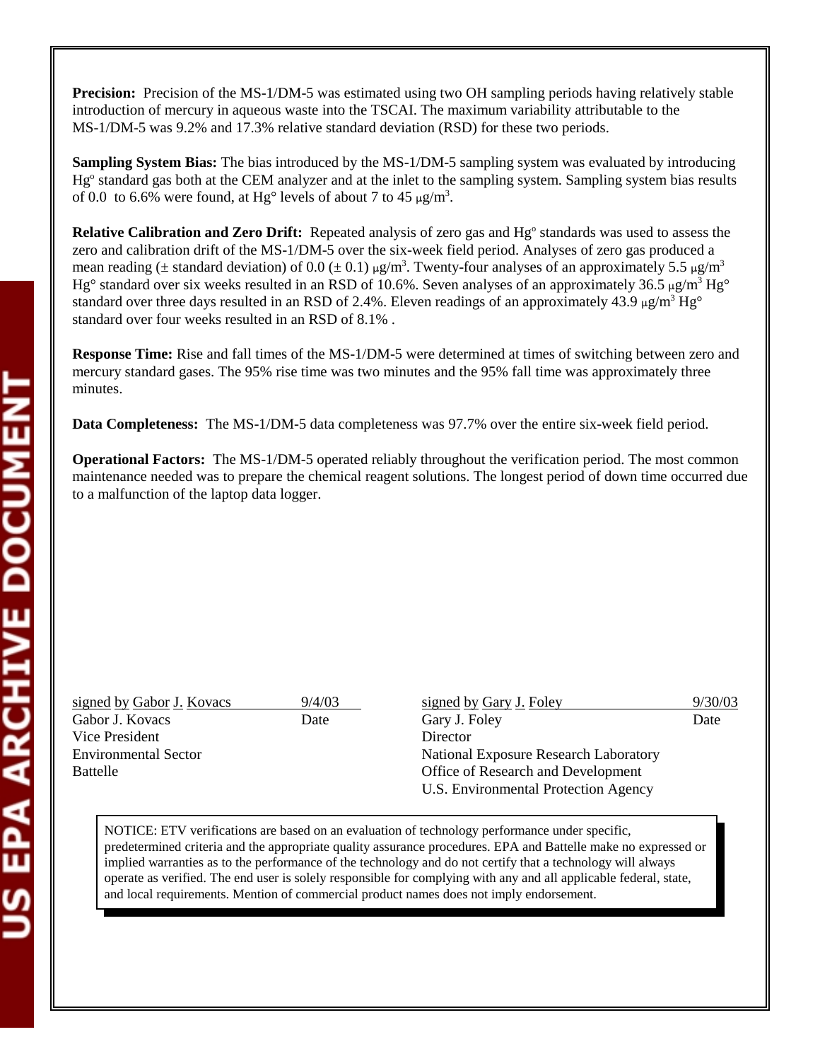**Precision:** Precision of the MS-1/DM-5 was estimated using two OH sampling periods having relatively stable introduction of mercury in aqueous waste into the TSCAI. The maximum variability attributable to the MS-1/DM-5 was 9.2% and 17.3% relative standard deviation (RSD) for these two periods.

**Sampling System Bias:** The bias introduced by the MS-1/DM-5 sampling system was evaluated by introducing $Hg^o$ standard gas both at the CEM analyzer and at the inlet to the sampling system. Sampling system bias results of 0.0 to 6.6% were found, at Hg° levels of about 7 to 45 $\mu g/m^3$.

**Relative Calibration and Zero Drift:** Repeated analysis of zero gas and $Hg^o$ standards was used to assess the zero and calibration drift of the MS-1/DM-5 over the six-week field period. Analyses of zero gas produced a mean reading (± standard deviation) of 0.0 (± 0.1) $\mu g/m^3$. Twenty-four analyses of an approximately 5.5 $\mu g/m^3$ Hg° standard over six weeks resulted in an RSD of 10.6%. Seven analyses of an approximately 36.5 $\mu g/m^3$ Hg° standard over three days resulted in an RSD of 2.4%. Eleven readings of an approximately 43.9 $\mu g/m^3$ Hg° standard over four weeks resulted in an RSD of 8.1% .

**Response Time:** Rise and fall times of the MS-1/DM-5 were determined at times of switching between zero and mercury standard gases. The 95% rise time was two minutes and the 95% fall time was approximately three minutes.

**Data Completeness:** The MS-1/DM-5 data completeness was 97.7% over the entire six-week field period.

**Operational Factors:** The MS-1/DM-5 operated reliably throughout the verification period. The most common maintenance needed was to prepare the chemical reagent solutions. The longest period of down time occurred due to a malfunction of the laptop data logger.

| | | | |
|---|---|---|---|
| signed by Gabor J. Kovacs | 9/4/03 | signed by Gary J. Foley | 9/30/03 |
| Gabor J. Kovacs | Date | Gary J. Foley | Date |
| Vice President | | Director | |
| Environmental Sector | | National Exposure Research Laboratory | |
| Battelle | | Office of Research and Development | |
| | | U.S. Environmental Protection Agency | |

NOTICE: ETV verifications are based on an evaluation of technology performance under specific, predetermined criteria and the appropriate quality assurance procedures. EPA and Battelle make no expressed or implied warranties as to the performance of the technology and do not certify that a technology will always operate as verified. The end user is solely responsible for complying with any and all applicable federal, state, and local requirements. Mention of commercial product names does not imply endorsement.